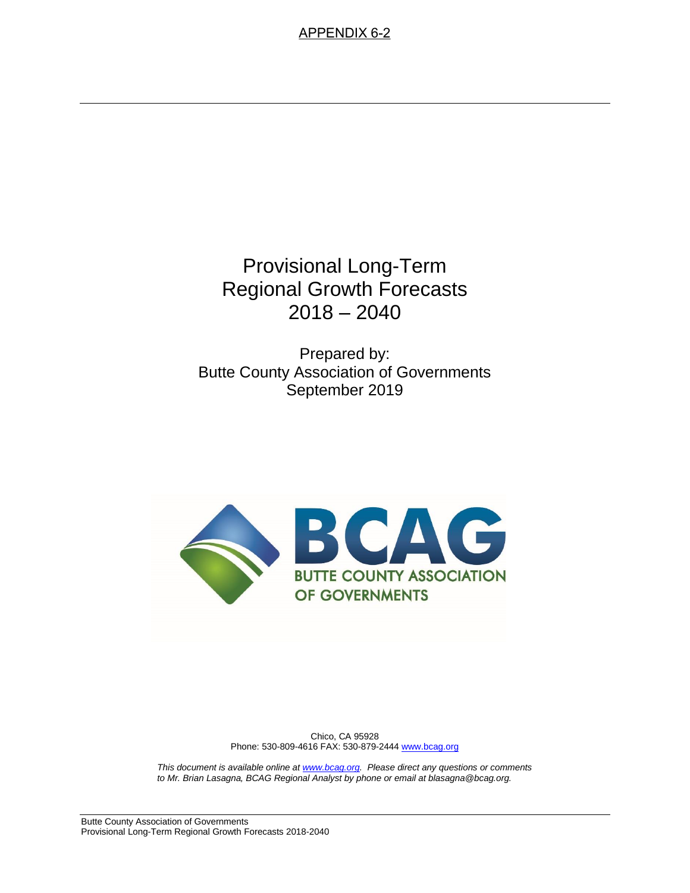APPENDIX 6-2

# Provisional Long-Term Regional Growth Forecasts 2018 – 2040

Prepared by:
Butte County Association of Governments
September 2019

BCAG
BUTTE COUNTY ASSOCIATION OF GOVERNMENTS

Chico, CA 95928
Phone: 530-809-4616 FAX: 530-879-2444 www.bcag.org

*This document is available online at www.bcag.org. Please direct any questions or comments to Mr. Brian Lasagna, BCAG Regional Analyst by phone or email at blasagna@bcag.org.*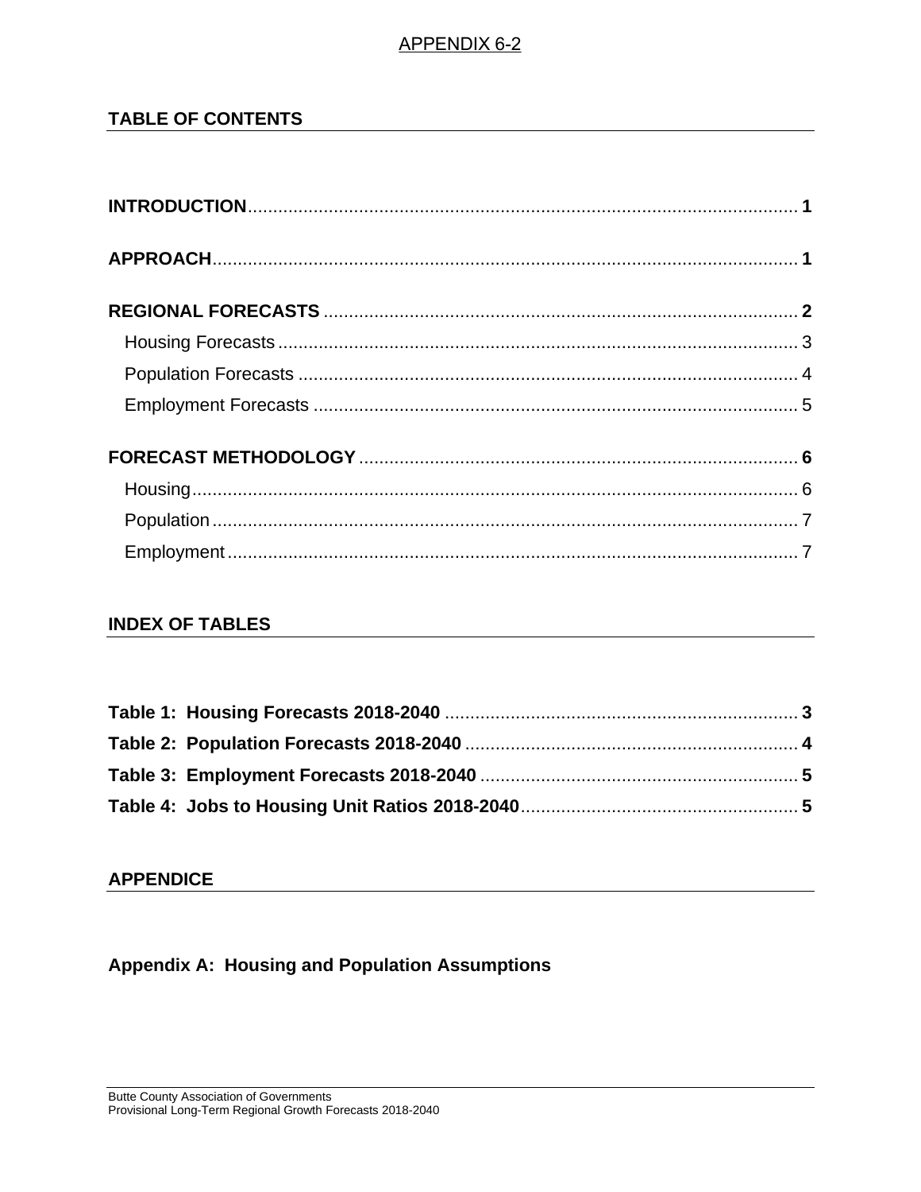APPENDIX 6-2

## TABLE OF CONTENTS

**INTRODUCTION** ............................................................ **1**

**APPROACH** ............................................................ **1**

**REGIONAL FORECASTS** ............................................................ **2**

- Housing Forecasts ............................................................ 3
- Population Forecasts ............................................................ 4
- Employment Forecasts ............................................................ 5

**FORECAST METHODOLOGY** ............................................................ **6**

- Housing ............................................................ 6
- Population ............................................................ 7
- Employment ............................................................ 7

## INDEX OF TABLES

**Table 1: Housing Forecasts 2018-2040** ............................................................ **3**

**Table 2: Population Forecasts 2018-2040** ............................................................ **4**

**Table 3: Employment Forecasts 2018-2040** ............................................................ **5**

**Table 4: Jobs to Housing Unit Ratios 2018-2040** ............................................................ **5**

## APPENDICE

**Appendix A: Housing and Population Assumptions**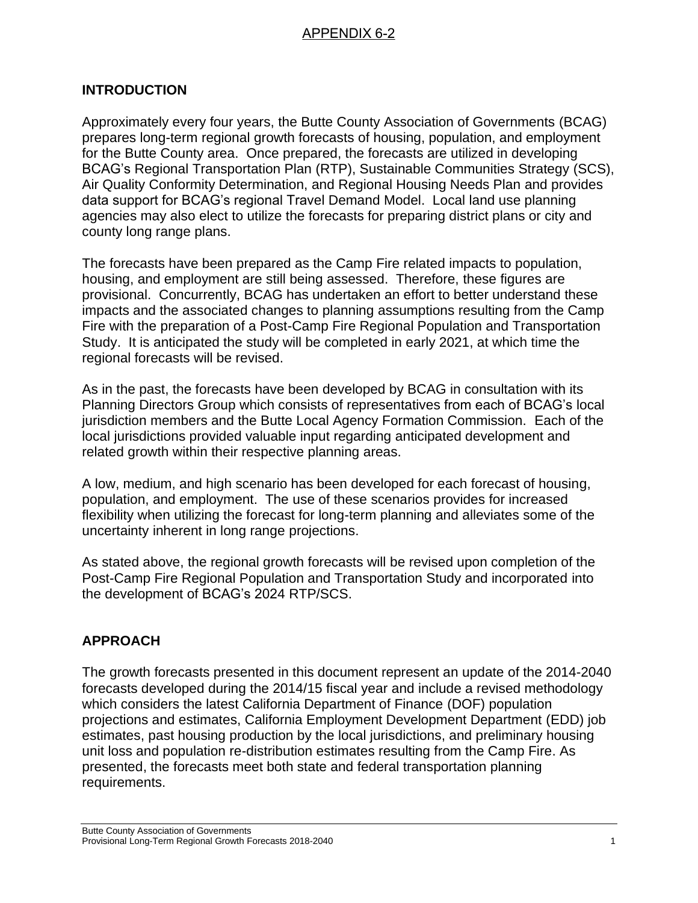APPENDIX 6-2

## INTRODUCTION

Approximately every four years, the Butte County Association of Governments (BCAG) prepares long-term regional growth forecasts of housing, population, and employment for the Butte County area. Once prepared, the forecasts are utilized in developing BCAG's Regional Transportation Plan (RTP), Sustainable Communities Strategy (SCS), Air Quality Conformity Determination, and Regional Housing Needs Plan and provides data support for BCAG's regional Travel Demand Model. Local land use planning agencies may also elect to utilize the forecasts for preparing district plans or city and county long range plans.

The forecasts have been prepared as the Camp Fire related impacts to population, housing, and employment are still being assessed. Therefore, these figures are provisional. Concurrently, BCAG has undertaken an effort to better understand these impacts and the associated changes to planning assumptions resulting from the Camp Fire with the preparation of a Post-Camp Fire Regional Population and Transportation Study. It is anticipated the study will be completed in early 2021, at which time the regional forecasts will be revised.

As in the past, the forecasts have been developed by BCAG in consultation with its Planning Directors Group which consists of representatives from each of BCAG's local jurisdiction members and the Butte Local Agency Formation Commission. Each of the local jurisdictions provided valuable input regarding anticipated development and related growth within their respective planning areas.

A low, medium, and high scenario has been developed for each forecast of housing, population, and employment. The use of these scenarios provides for increased flexibility when utilizing the forecast for long-term planning and alleviates some of the uncertainty inherent in long range projections.

As stated above, the regional growth forecasts will be revised upon completion of the Post-Camp Fire Regional Population and Transportation Study and incorporated into the development of BCAG's 2024 RTP/SCS.

## APPROACH

The growth forecasts presented in this document represent an update of the 2014-2040 forecasts developed during the 2014/15 fiscal year and include a revised methodology which considers the latest California Department of Finance (DOF) population projections and estimates, California Employment Development Department (EDD) job estimates, past housing production by the local jurisdictions, and preliminary housing unit loss and population re-distribution estimates resulting from the Camp Fire. As presented, the forecasts meet both state and federal transportation planning requirements.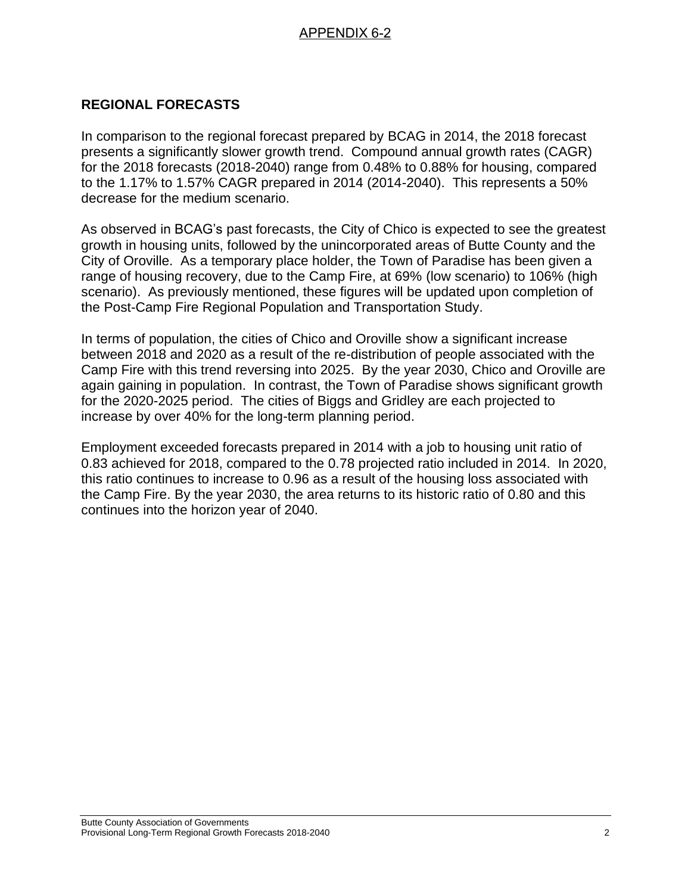APPENDIX 6-2

## REGIONAL FORECASTS

In comparison to the regional forecast prepared by BCAG in 2014, the 2018 forecast presents a significantly slower growth trend. Compound annual growth rates (CAGR) for the 2018 forecasts (2018-2040) range from 0.48% to 0.88% for housing, compared to the 1.17% to 1.57% CAGR prepared in 2014 (2014-2040). This represents a 50% decrease for the medium scenario.

As observed in BCAG's past forecasts, the City of Chico is expected to see the greatest growth in housing units, followed by the unincorporated areas of Butte County and the City of Oroville. As a temporary place holder, the Town of Paradise has been given a range of housing recovery, due to the Camp Fire, at 69% (low scenario) to 106% (high scenario). As previously mentioned, these figures will be updated upon completion of the Post-Camp Fire Regional Population and Transportation Study.

In terms of population, the cities of Chico and Oroville show a significant increase between 2018 and 2020 as a result of the re-distribution of people associated with the Camp Fire with this trend reversing into 2025. By the year 2030, Chico and Oroville are again gaining in population. In contrast, the Town of Paradise shows significant growth for the 2020-2025 period. The cities of Biggs and Gridley are each projected to increase by over 40% for the long-term planning period.

Employment exceeded forecasts prepared in 2014 with a job to housing unit ratio of 0.83 achieved for 2018, compared to the 0.78 projected ratio included in 2014. In 2020, this ratio continues to increase to 0.96 as a result of the housing loss associated with the Camp Fire. By the year 2030, the area returns to its historic ratio of 0.80 and this continues into the horizon year of 2040.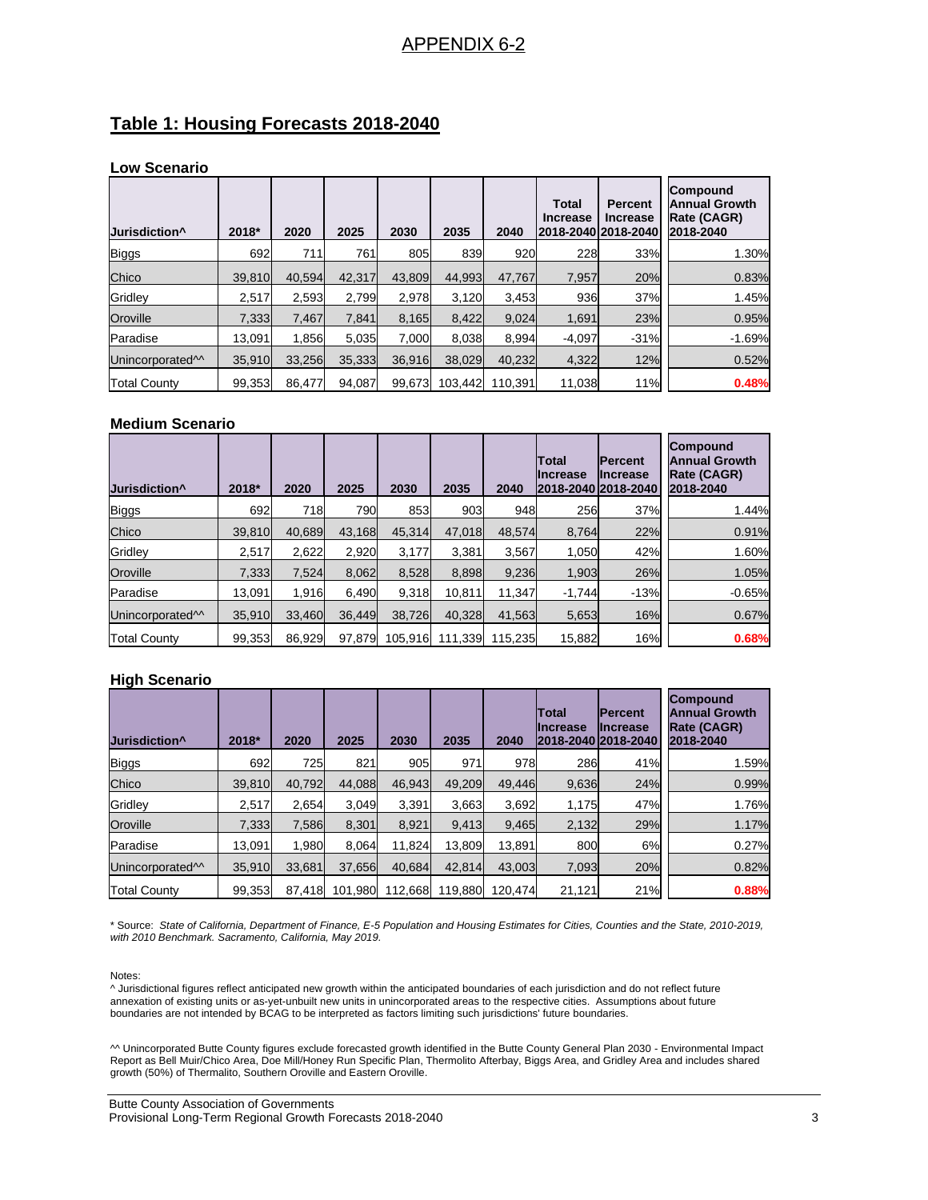# APPENDIX 6-2

## Table 1: Housing Forecasts 2018-2040

### Low Scenario

| Jurisdiction^ | 2018* | 2020 | 2025 | 2030 | 2035 | 2040 | Total Increase 2018-2040 | Percent Increase 2018-2040 | Compound Annual Growth Rate (CAGR) 2018-2040 |
|---|---|---|---|---|---|---|---|---|---|
| Biggs | 692 | 711 | 761 | 805 | 839 | 920 | 228 | 33% | 1.30% |
| Chico | 39,810 | 40,594 | 42,317 | 43,809 | 44,993 | 47,767 | 7,957 | 20% | 0.83% |
| Gridley | 2,517 | 2,593 | 2,799 | 2,978 | 3,120 | 3,453 | 936 | 37% | 1.45% |
| Oroville | 7,333 | 7,467 | 7,841 | 8,165 | 8,422 | 9,024 | 1,691 | 23% | 0.95% |
| Paradise | 13,091 | 1,856 | 5,035 | 7,000 | 8,038 | 8,994 | -4,097 | -31% | -1.69% |
| Unincorporated^^ | 35,910 | 33,256 | 35,333 | 36,916 | 38,029 | 40,232 | 4,322 | 12% | 0.52% |
| Total County | 99,353 | 86,477 | 94,087 | 99,673 | 103,442 | 110,391 | 11,038 | 11% | 0.48% |

### Medium Scenario

| Jurisdiction^ | 2018* | 2020 | 2025 | 2030 | 2035 | 2040 | Total Increase 2018-2040 | Percent Increase 2018-2040 | Compound Annual Growth Rate (CAGR) 2018-2040 |
|---|---|---|---|---|---|---|---|---|---|
| Biggs | 692 | 718 | 790 | 853 | 903 | 948 | 256 | 37% | 1.44% |
| Chico | 39,810 | 40,689 | 43,168 | 45,314 | 47,018 | 48,574 | 8,764 | 22% | 0.91% |
| Gridley | 2,517 | 2,622 | 2,920 | 3,177 | 3,381 | 3,567 | 1,050 | 42% | 1.60% |
| Oroville | 7,333 | 7,524 | 8,062 | 8,528 | 8,898 | 9,236 | 1,903 | 26% | 1.05% |
| Paradise | 13,091 | 1,916 | 6,490 | 9,318 | 10,811 | 11,347 | -1,744 | -13% | -0.65% |
| Unincorporated^^ | 35,910 | 33,460 | 36,449 | 38,726 | 40,328 | 41,563 | 5,653 | 16% | 0.67% |
| Total County | 99,353 | 86,929 | 97,879 | 105,916 | 111,339 | 115,235 | 15,882 | 16% | 0.68% |

### High Scenario

| Jurisdiction^ | 2018* | 2020 | 2025 | 2030 | 2035 | 2040 | Total Increase 2018-2040 | Percent Increase 2018-2040 | Compound Annual Growth Rate (CAGR) 2018-2040 |
|---|---|---|---|---|---|---|---|---|---|
| Biggs | 692 | 725 | 821 | 905 | 971 | 978 | 286 | 41% | 1.59% |
| Chico | 39,810 | 40,792 | 44,088 | 46,943 | 49,209 | 49,446 | 9,636 | 24% | 0.99% |
| Gridley | 2,517 | 2,654 | 3,049 | 3,391 | 3,663 | 3,692 | 1,175 | 47% | 1.76% |
| Oroville | 7,333 | 7,586 | 8,301 | 8,921 | 9,413 | 9,465 | 2,132 | 29% | 1.17% |
| Paradise | 13,091 | 1,980 | 8,064 | 11,824 | 13,809 | 13,891 | 800 | 6% | 0.27% |
| Unincorporated^^ | 35,910 | 33,681 | 37,656 | 40,684 | 42,814 | 43,003 | 7,093 | 20% | 0.82% |
| Total County | 99,353 | 87,418 | 101,980 | 112,668 | 119,880 | 120,474 | 21,121 | 21% | 0.88% |

\* Source: *State of California, Department of Finance, E-5 Population and Housing Estimates for Cities, Counties and the State, 2010-2019, with 2010 Benchmark. Sacramento, California, May 2019.*

Notes:

^ Jurisdictional figures reflect anticipated new growth within the anticipated boundaries of each jurisdiction and do not reflect future annexation of existing units or as-yet-unbuilt new units in unincorporated areas to the respective cities. Assumptions about future boundaries are not intended by BCAG to be interpreted as factors limiting such jurisdictions' future boundaries.

^^ Unincorporated Butte County figures exclude forecasted growth identified in the Butte County General Plan 2030 - Environmental Impact Report as Bell Muir/Chico Area, Doe Mill/Honey Run Specific Plan, Thermolito Afterbay, Biggs Area, and Gridley Area and includes shared growth (50%) of Thermalito, Southern Oroville and Eastern Oroville.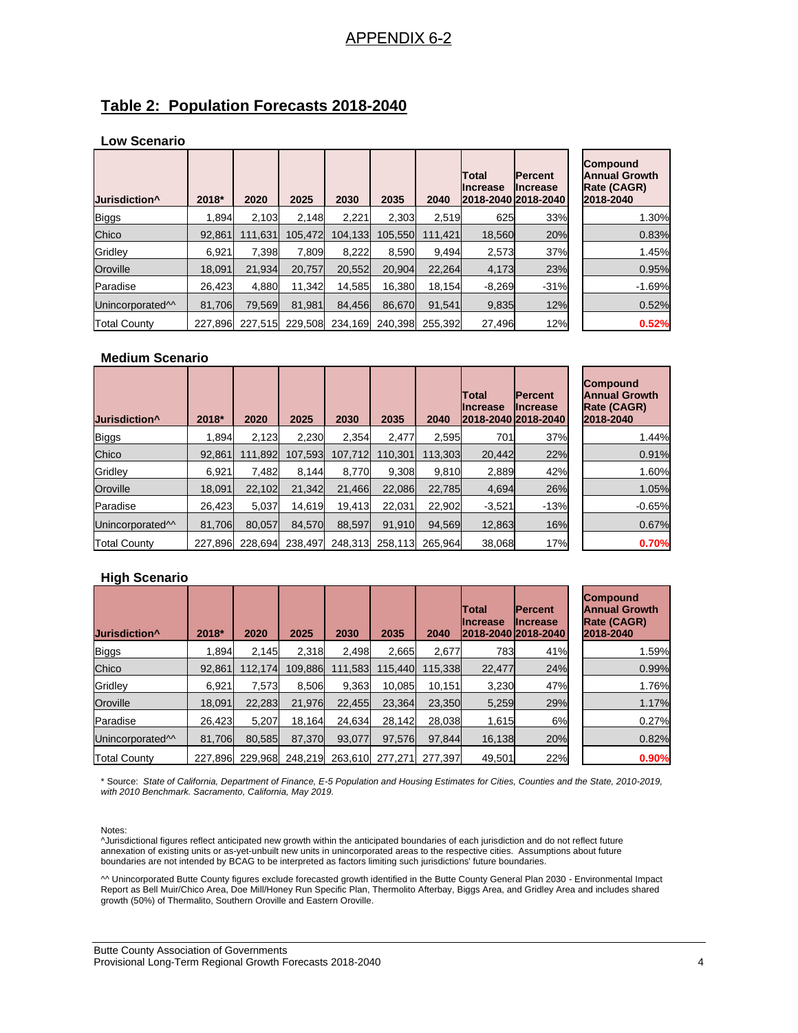APPENDIX 6-2

## Table 2: Population Forecasts 2018-2040

### Low Scenario

| Jurisdiction^ | 2018* | 2020 | 2025 | 2030 | 2035 | 2040 | Total Increase 2018-2040 | Percent Increase 2018-2040 | Compound Annual Growth Rate (CAGR) 2018-2040 |
|---|---|---|---|---|---|---|---|---|---|
| Biggs | 1,894 | 2,103 | 2,148 | 2,221 | 2,303 | 2,519 | 625 | 33% | 1.30% |
| Chico | 92,861 | 111,631 | 105,472 | 104,133 | 105,550 | 111,421 | 18,560 | 20% | 0.83% |
| Gridley | 6,921 | 7,398 | 7,809 | 8,222 | 8,590 | 9,494 | 2,573 | 37% | 1.45% |
| Oroville | 18,091 | 21,934 | 20,757 | 20,552 | 20,904 | 22,264 | 4,173 | 23% | 0.95% |
| Paradise | 26,423 | 4,880 | 11,342 | 14,585 | 16,380 | 18,154 | -8,269 | -31% | -1.69% |
| Unincorporated^^ | 81,706 | 79,569 | 81,981 | 84,456 | 86,670 | 91,541 | 9,835 | 12% | 0.52% |
| Total County | 227,896 | 227,515 | 229,508 | 234,169 | 240,398 | 255,392 | 27,496 | 12% | 0.52% |

### Medium Scenario

| Jurisdiction^ | 2018* | 2020 | 2025 | 2030 | 2035 | 2040 | Total Increase 2018-2040 | Percent Increase 2018-2040 | Compound Annual Growth Rate (CAGR) 2018-2040 |
|---|---|---|---|---|---|---|---|---|---|
| Biggs | 1,894 | 2,123 | 2,230 | 2,354 | 2,477 | 2,595 | 701 | 37% | 1.44% |
| Chico | 92,861 | 111,892 | 107,593 | 107,712 | 110,301 | 113,303 | 20,442 | 22% | 0.91% |
| Gridley | 6,921 | 7,482 | 8,144 | 8,770 | 9,308 | 9,810 | 2,889 | 42% | 1.60% |
| Oroville | 18,091 | 22,102 | 21,342 | 21,466 | 22,086 | 22,785 | 4,694 | 26% | 1.05% |
| Paradise | 26,423 | 5,037 | 14,619 | 19,413 | 22,031 | 22,902 | -3,521 | -13% | -0.65% |
| Unincorporated^^ | 81,706 | 80,057 | 84,570 | 88,597 | 91,910 | 94,569 | 12,863 | 16% | 0.67% |
| Total County | 227,896 | 228,694 | 238,497 | 248,313 | 258,113 | 265,964 | 38,068 | 17% | 0.70% |

### High Scenario

| Jurisdiction^ | 2018* | 2020 | 2025 | 2030 | 2035 | 2040 | Total Increase 2018-2040 | Percent Increase 2018-2040 | Compound Annual Growth Rate (CAGR) 2018-2040 |
|---|---|---|---|---|---|---|---|---|---|
| Biggs | 1,894 | 2,145 | 2,318 | 2,498 | 2,665 | 2,677 | 783 | 41% | 1.59% |
| Chico | 92,861 | 112,174 | 109,886 | 111,583 | 115,440 | 115,338 | 22,477 | 24% | 0.99% |
| Gridley | 6,921 | 7,573 | 8,506 | 9,363 | 10,085 | 10,151 | 3,230 | 47% | 1.76% |
| Oroville | 18,091 | 22,283 | 21,976 | 22,455 | 23,364 | 23,350 | 5,259 | 29% | 1.17% |
| Paradise | 26,423 | 5,207 | 18,164 | 24,634 | 28,142 | 28,038 | 1,615 | 6% | 0.27% |
| Unincorporated^^ | 81,706 | 80,585 | 87,370 | 93,077 | 97,576 | 97,844 | 16,138 | 20% | 0.82% |
| Total County | 227,896 | 229,968 | 248,219 | 263,610 | 277,271 | 277,397 | 49,501 | 22% | 0.90% |

\* Source: *State of California, Department of Finance, E-5 Population and Housing Estimates for Cities, Counties and the State, 2010-2019, with 2010 Benchmark. Sacramento, California, May 2019.*

Notes:

^Jurisdictional figures reflect anticipated new growth within the anticipated boundaries of each jurisdiction and do not reflect future annexation of existing units or as-yet-unbuilt new units in unincorporated areas to the respective cities. Assumptions about future boundaries are not intended by BCAG to be interpreted as factors limiting such jurisdictions' future boundaries.

^^ Unincorporated Butte County figures exclude forecasted growth identified in the Butte County General Plan 2030 - Environmental Impact Report as Bell Muir/Chico Area, Doe Mill/Honey Run Specific Plan, Thermolito Afterbay, Biggs Area, and Gridley Area and includes shared growth (50%) of Thermalito, Southern Oroville and Eastern Oroville.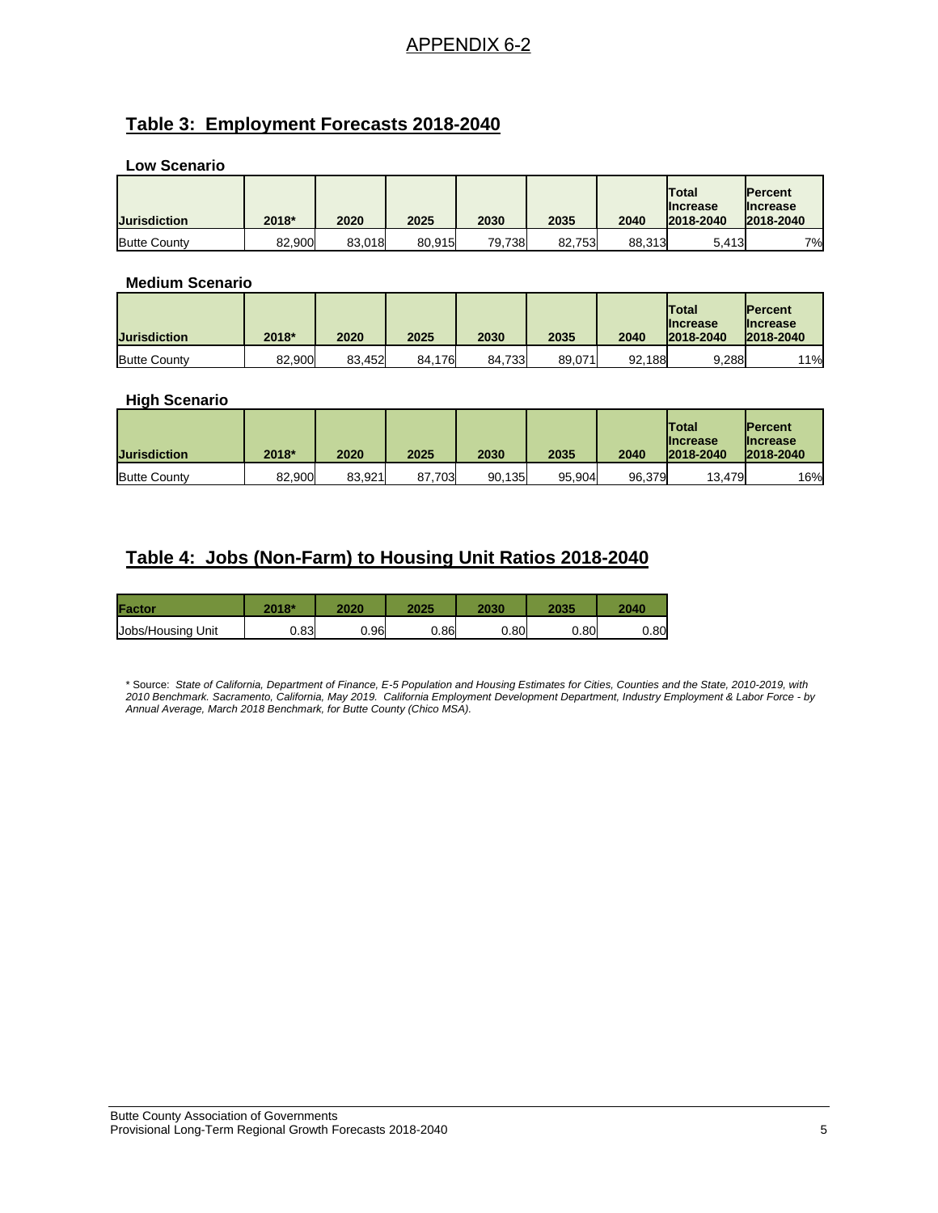APPENDIX 6-2

## Table 3: Employment Forecasts 2018-2040

### Low Scenario

| Jurisdiction | 2018* | 2020 | 2025 | 2030 | 2035 | 2040 | Total Increase 2018-2040 | Percent Increase 2018-2040 |
|---|---|---|---|---|---|---|---|---|
| Butte County | 82,900 | 83,018 | 80,915 | 79,738 | 82,753 | 88,313 | 5,413 | 7% |

### Medium Scenario

| Jurisdiction | 2018* | 2020 | 2025 | 2030 | 2035 | 2040 | Total Increase 2018-2040 | Percent Increase 2018-2040 |
|---|---|---|---|---|---|---|---|---|
| Butte County | 82,900 | 83,452 | 84,176 | 84,733 | 89,071 | 92,188 | 9,288 | 11% |

### High Scenario

| Jurisdiction | 2018* | 2020 | 2025 | 2030 | 2035 | 2040 | Total Increase 2018-2040 | Percent Increase 2018-2040 |
|---|---|---|---|---|---|---|---|---|
| Butte County | 82,900 | 83,921 | 87,703 | 90,135 | 95,904 | 96,379 | 13,479 | 16% |

## Table 4: Jobs (Non-Farm) to Housing Unit Ratios 2018-2040

| Factor | 2018* | 2020 | 2025 | 2030 | 2035 | 2040 |
|---|---|---|---|---|---|---|
| Jobs/Housing Unit | 0.83 | 0.96 | 0.86 | 0.80 | 0.80 | 0.80 |

* Source: *State of California, Department of Finance, E-5 Population and Housing Estimates for Cities, Counties and the State, 2010-2019, with 2010 Benchmark. Sacramento, California, May 2019. California Employment Development Department, Industry Employment & Labor Force - by Annual Average, March 2018 Benchmark, for Butte County (Chico MSA).*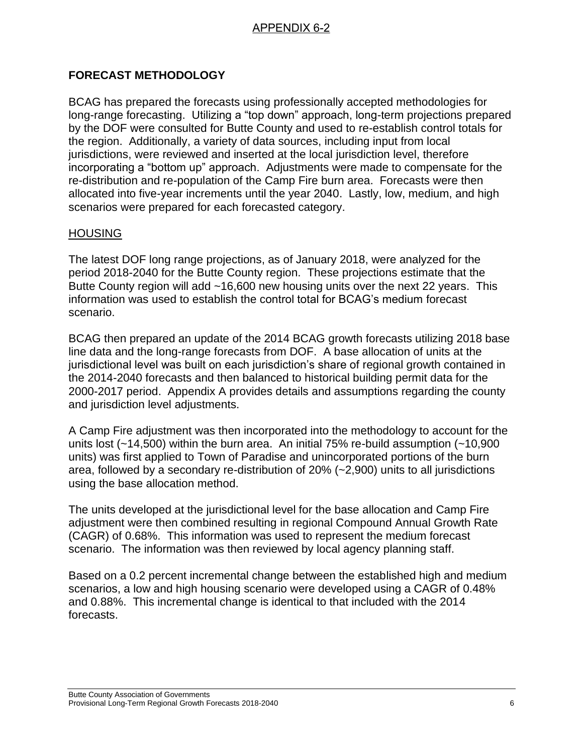APPENDIX 6-2

## FORECAST METHODOLOGY

BCAG has prepared the forecasts using professionally accepted methodologies for long-range forecasting. Utilizing a "top down" approach, long-term projections prepared by the DOF were consulted for Butte County and used to re-establish control totals for the region. Additionally, a variety of data sources, including input from local jurisdictions, were reviewed and inserted at the local jurisdiction level, therefore incorporating a "bottom up" approach. Adjustments were made to compensate for the re-distribution and re-population of the Camp Fire burn area. Forecasts were then allocated into five-year increments until the year 2040. Lastly, low, medium, and high scenarios were prepared for each forecasted category.

### HOUSING

The latest DOF long range projections, as of January 2018, were analyzed for the period 2018-2040 for the Butte County region. These projections estimate that the Butte County region will add ~16,600 new housing units over the next 22 years. This information was used to establish the control total for BCAG's medium forecast scenario.

BCAG then prepared an update of the 2014 BCAG growth forecasts utilizing 2018 base line data and the long-range forecasts from DOF. A base allocation of units at the jurisdictional level was built on each jurisdiction's share of regional growth contained in the 2014-2040 forecasts and then balanced to historical building permit data for the 2000-2017 period. Appendix A provides details and assumptions regarding the county and jurisdiction level adjustments.

A Camp Fire adjustment was then incorporated into the methodology to account for the units lost (~14,500) within the burn area. An initial 75% re-build assumption (~10,900 units) was first applied to Town of Paradise and unincorporated portions of the burn area, followed by a secondary re-distribution of 20% (~2,900) units to all jurisdictions using the base allocation method.

The units developed at the jurisdictional level for the base allocation and Camp Fire adjustment were then combined resulting in regional Compound Annual Growth Rate (CAGR) of 0.68%. This information was used to represent the medium forecast scenario. The information was then reviewed by local agency planning staff.

Based on a 0.2 percent incremental change between the established high and medium scenarios, a low and high housing scenario were developed using a CAGR of 0.48% and 0.88%. This incremental change is identical to that included with the 2014 forecasts.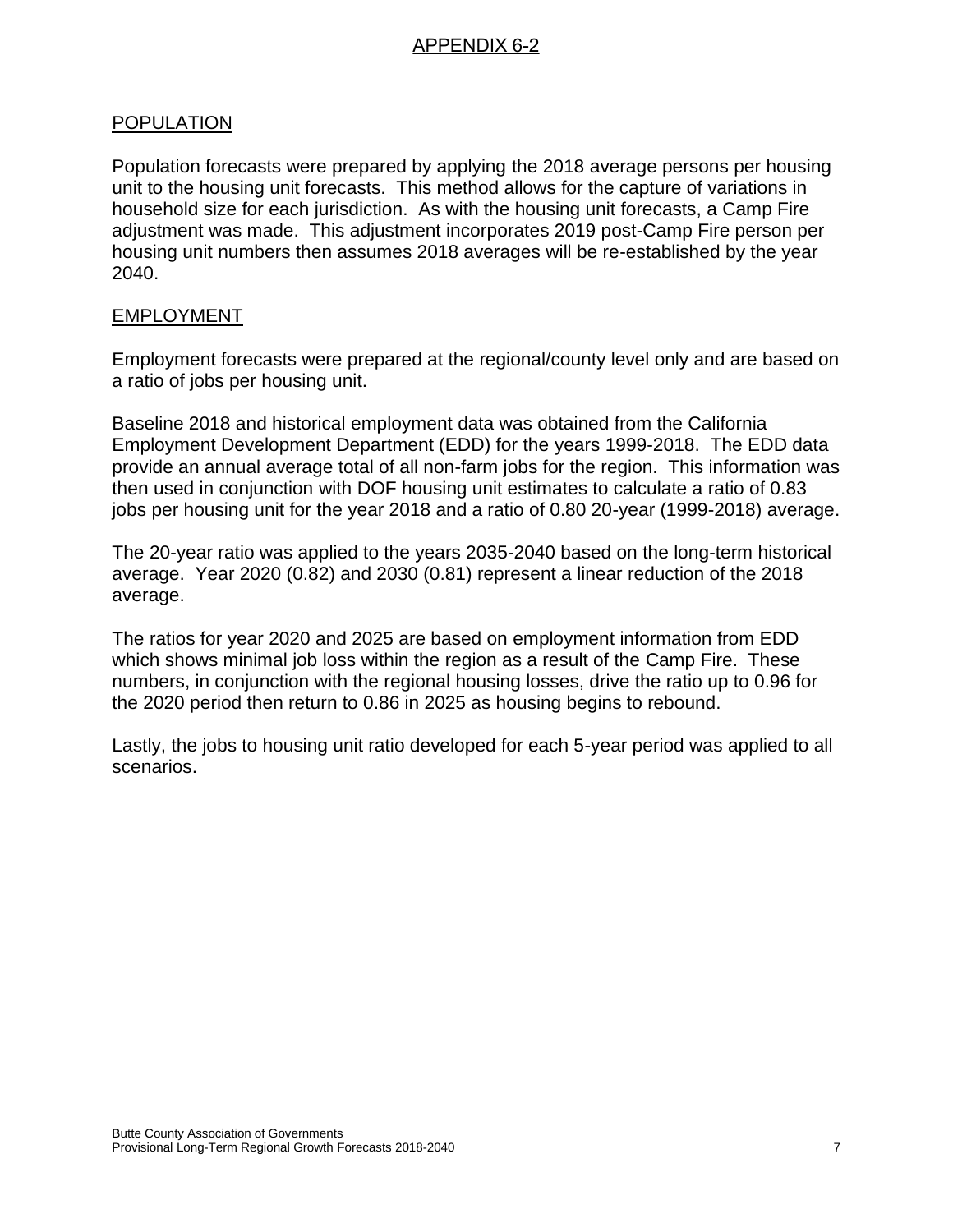## APPENDIX 6-2

### POPULATION

Population forecasts were prepared by applying the 2018 average persons per housing unit to the housing unit forecasts. This method allows for the capture of variations in household size for each jurisdiction. As with the housing unit forecasts, a Camp Fire adjustment was made. This adjustment incorporates 2019 post-Camp Fire person per housing unit numbers then assumes 2018 averages will be re-established by the year 2040.

### EMPLOYMENT

Employment forecasts were prepared at the regional/county level only and are based on a ratio of jobs per housing unit.

Baseline 2018 and historical employment data was obtained from the California Employment Development Department (EDD) for the years 1999-2018. The EDD data provide an annual average total of all non-farm jobs for the region. This information was then used in conjunction with DOF housing unit estimates to calculate a ratio of 0.83 jobs per housing unit for the year 2018 and a ratio of 0.80 20-year (1999-2018) average.

The 20-year ratio was applied to the years 2035-2040 based on the long-term historical average. Year 2020 (0.82) and 2030 (0.81) represent a linear reduction of the 2018 average.

The ratios for year 2020 and 2025 are based on employment information from EDD which shows minimal job loss within the region as a result of the Camp Fire. These numbers, in conjunction with the regional housing losses, drive the ratio up to 0.96 for the 2020 period then return to 0.86 in 2025 as housing begins to rebound.

Lastly, the jobs to housing unit ratio developed for each 5-year period was applied to all scenarios.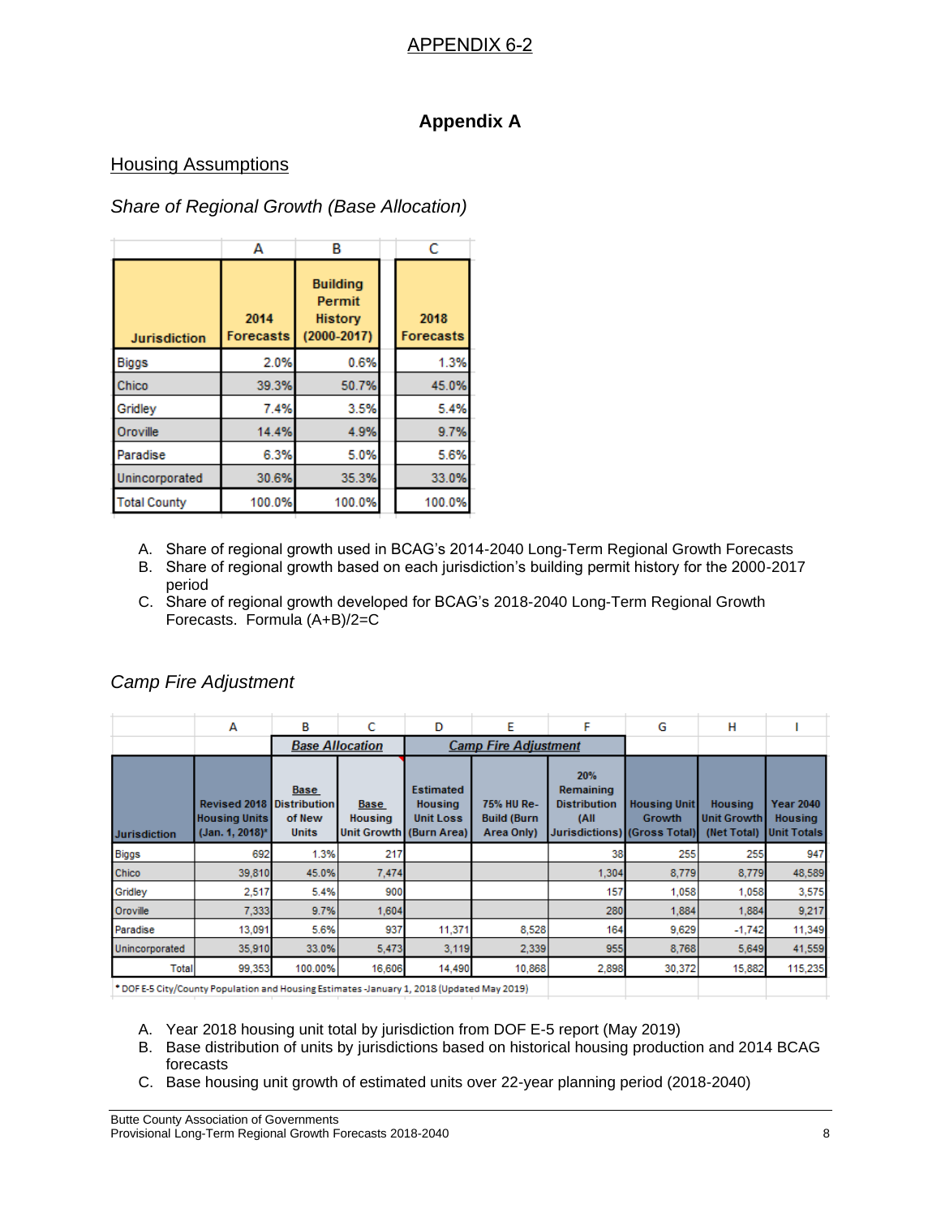APPENDIX 6-2

## Appendix A

### Housing Assumptions

*Share of Regional Growth (Base Allocation)*

| | A | B | C |
|---|---|---|---|
| Jurisdiction | 2014 Forecasts | Building Permit History (2000-2017) | 2018 Forecasts |
| Biggs | 2.0% | 0.6% | 1.3% |
| Chico | 39.3% | 50.7% | 45.0% |
| Gridley | 7.4% | 3.5% | 5.4% |
| Oroville | 14.4% | 4.9% | 9.7% |
| Paradise | 6.3% | 5.0% | 5.6% |
| Unincorporated | 30.6% | 35.3% | 33.0% |
| Total County | 100.0% | 100.0% | 100.0% |

A. Share of regional growth used in BCAG's 2014-2040 Long-Term Regional Growth Forecasts
B. Share of regional growth based on each jurisdiction's building permit history for the 2000-2017 period
C. Share of regional growth developed for BCAG's 2018-2040 Long-Term Regional Growth Forecasts. Formula (A+B)/2=C

*Camp Fire Adjustment*

| | A | B | C | D | E | F | G | H | I |
|---|---|---|---|---|---|---|---|---|---|
| | | Base Allocation | | Camp Fire Adjustment | | | | | |
| Jurisdiction | Revised 2018 Housing Units (Jan. 1, 2018)* | Base Distribution of New Units | Base Housing Unit Growth | Estimated Housing Unit Loss (Burn Area) | 75% HU Re-Build (Burn Area Only) | 20% Remaining Distribution (All Jurisdictions) | Housing Unit Growth (Gross Total) | Housing Unit Growth (Net Total) | Year 2040 Housing Unit Totals |
| Biggs | 692 | 1.3% | 217 | | | 38 | 255 | 255 | 947 |
| Chico | 39,810 | 45.0% | 7,474 | | | 1,304 | 8,779 | 8,779 | 48,589 |
| Gridley | 2,517 | 5.4% | 900 | | | 157 | 1,058 | 1,058 | 3,575 |
| Oroville | 7,333 | 9.7% | 1,604 | | | 280 | 1,884 | 1,884 | 9,217 |
| Paradise | 13,091 | 5.6% | 937 | 11,371 | 8,528 | 164 | 9,629 | -1,742 | 11,349 |
| Unincorporated | 35,910 | 33.0% | 5,473 | 3,119 | 2,339 | 955 | 8,768 | 5,649 | 41,559 |
| Total | 99,353 | 100.00% | 16,606 | 14,490 | 10,868 | 2,898 | 30,372 | 15,882 | 115,235 |

\* DOF E-5 City/County Population and Housing Estimates -January 1, 2018 (Updated May 2019)

A. Year 2018 housing unit total by jurisdiction from DOF E-5 report (May 2019)
B. Base distribution of units by jurisdictions based on historical housing production and 2014 BCAG forecasts
C. Base housing unit growth of estimated units over 22-year planning period (2018-2040)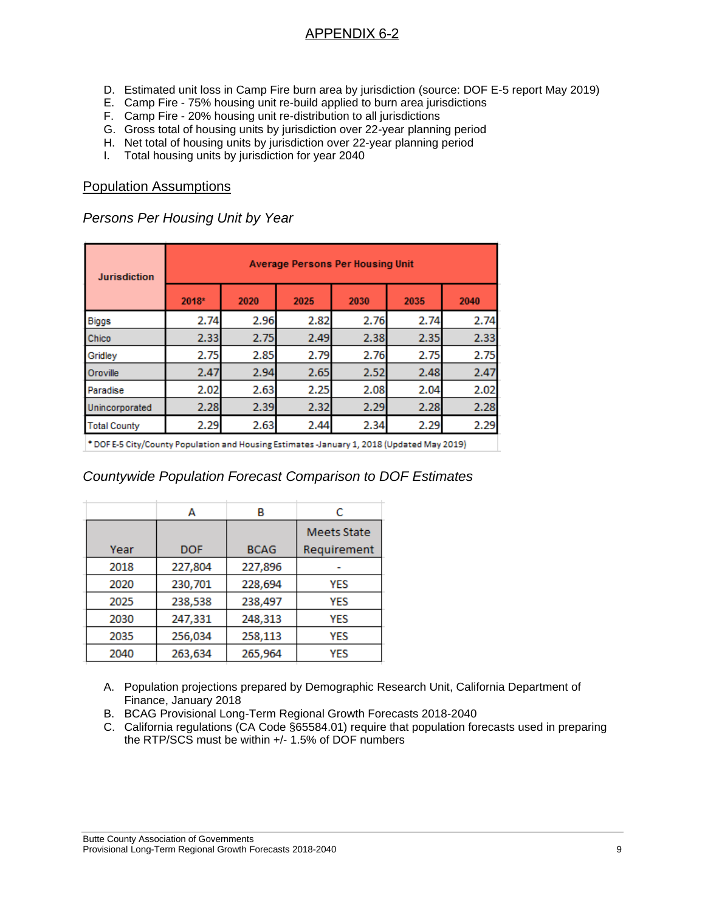# APPENDIX 6-2

D. Estimated unit loss in Camp Fire burn area by jurisdiction (source: DOF E-5 report May 2019)
E. Camp Fire - 75% housing unit re-build applied to burn area jurisdictions
F. Camp Fire - 20% housing unit re-distribution to all jurisdictions
G. Gross total of housing units by jurisdiction over 22-year planning period
H. Net total of housing units by jurisdiction over 22-year planning period
I. Total housing units by jurisdiction for year 2040

## Population Assumptions

*Persons Per Housing Unit by Year*

| Jurisdiction | Average Persons Per Housing Unit | | | | | |
|---|---|---|---|---|---|---|
| | 2018* | 2020 | 2025 | 2030 | 2035 | 2040 |
| Biggs | 2.74 | 2.96 | 2.82 | 2.76 | 2.74 | 2.74 |
| Chico | 2.33 | 2.75 | 2.49 | 2.38 | 2.35 | 2.33 |
| Gridley | 2.75 | 2.85 | 2.79 | 2.76 | 2.75 | 2.75 |
| Oroville | 2.47 | 2.94 | 2.65 | 2.52 | 2.48 | 2.47 |
| Paradise | 2.02 | 2.63 | 2.25 | 2.08 | 2.04 | 2.02 |
| Unincorporated | 2.28 | 2.39 | 2.32 | 2.29 | 2.28 | 2.28 |
| Total County | 2.29 | 2.63 | 2.44 | 2.34 | 2.29 | 2.29 |

\* DOF E-5 City/County Population and Housing Estimates -January 1, 2018 (Updated May 2019)

*Countywide Population Forecast Comparison to DOF Estimates*

| | A | B | C |
|---|---|---|---|
| Year | DOF | BCAG | Meets State Requirement |
| 2018 | 227,804 | 227,896 | - |
| 2020 | 230,701 | 228,694 | YES |
| 2025 | 238,538 | 238,497 | YES |
| 2030 | 247,331 | 248,313 | YES |
| 2035 | 256,034 | 258,113 | YES |
| 2040 | 263,634 | 265,964 | YES |

A. Population projections prepared by Demographic Research Unit, California Department of Finance, January 2018
B. BCAG Provisional Long-Term Regional Growth Forecasts 2018-2040
C. California regulations (CA Code §65584.01) require that population forecasts used in preparing the RTP/SCS must be within +/- 1.5% of DOF numbers